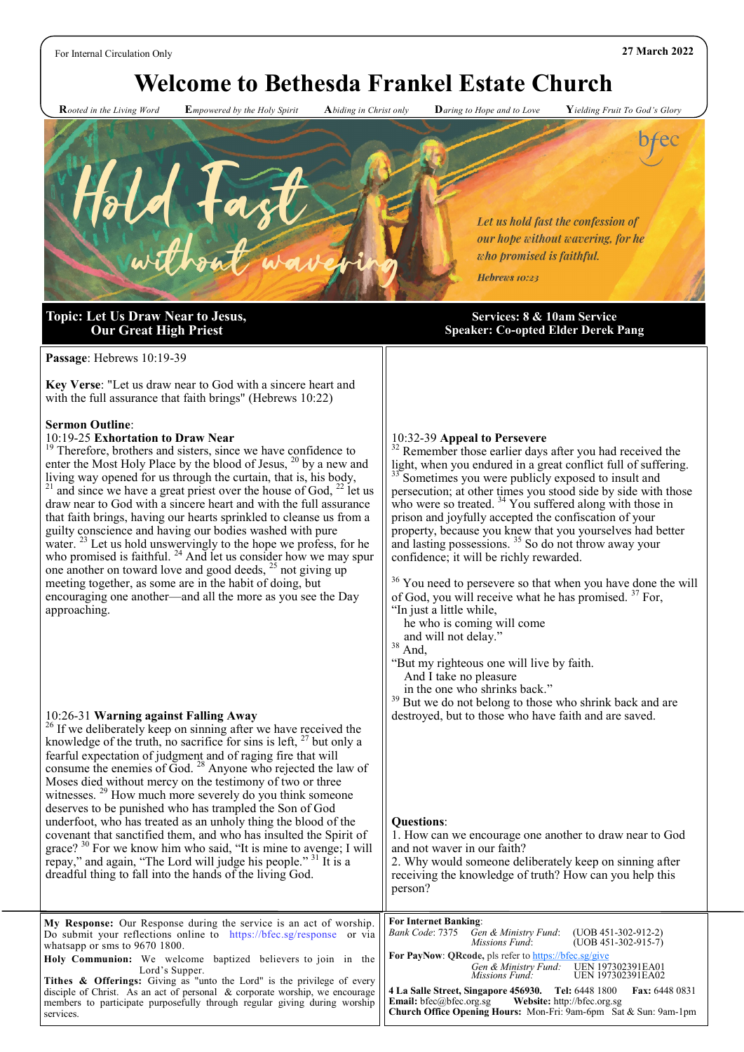For Internal Circulation Only

27 March 2022

# Welcome to Bethesda Frankel Estate Church

**R**ooted in the Living Word **E**mpowered by the Holy Spirit **A**biding in Christ only **D**aring to Hope and to Love **Y**ielding Fruit To God's Glory

Hold Fast without wavering

*Let us hold fast the confession of our hope without wavering, for he who promised is faithful.*

*Hebrews 10:23*

bfec

**Topic: Let Us Draw Near to Jesus, Our Great High Priest**

**Services: 8 & 10am Service**
**Speaker: Co-opted Elder Derek Pang**

**Passage**: Hebrews 10:19-39

**Key Verse**: "Let us draw near to God with a sincere heart and with the full assurance that faith brings" (Hebrews 10:22)

**Sermon Outline**:

10:19-25 **Exhortation to Draw Near**

[19] Therefore, brothers and sisters, since we have confidence to enter the Most Holy Place by the blood of Jesus, [20] by a new and living way opened for us through the curtain, that is, his body, [21] and since we have a great priest over the house of God, [22] let us draw near to God with a sincere heart and with the full assurance that faith brings, having our hearts sprinkled to cleanse us from a guilty conscience and having our bodies washed with pure water. [23] Let us hold unswervingly to the hope we profess, for he who promised is faithful. [24] And let us consider how we may spur one another on toward love and good deeds, [25] not giving up meeting together, as some are in the habit of doing, but encouraging one another—and all the more as you see the Day approaching.

10:26-31 **Warning against Falling Away**

[26] If we deliberately keep on sinning after we have received the knowledge of the truth, no sacrifice for sins is left, [27] but only a fearful expectation of judgment and of raging fire that will consume the enemies of God. [28] Anyone who rejected the law of Moses died without mercy on the testimony of two or three witnesses. [29] How much more severely do you think someone deserves to be punished who has trampled the Son of God underfoot, who has treated as an unholy thing the blood of the covenant that sanctified them, and who has insulted the Spirit of grace? [30] For we know him who said, "It is mine to avenge; I will repay," and again, "The Lord will judge his people." [31] It is a dreadful thing to fall into the hands of the living God.

10:32-39 **Appeal to Persevere**

[32] Remember those earlier days after you had received the light, when you endured in a great conflict full of suffering. [33] Sometimes you were publicly exposed to insult and persecution; at other times you stood side by side with those who were so treated. [34] You suffered along with those in prison and joyfully accepted the confiscation of your property, because you knew that you yourselves had better and lasting possessions. [35] So do not throw away your confidence; it will be richly rewarded.

[36] You need to persevere so that when you have done the will of God, you will receive what he has promised. [37] For,
"In just a little while,
he who is coming will come
and will not delay."
[38] And,
"But my righteous one will live by faith.
And I take no pleasure
in the one who shrinks back."
[39] But we do not belong to those who shrink back and are destroyed, but to those who have faith and are saved.

**Questions**:

1. How can we encourage one another to draw near to God and not waver in our faith?
2. Why would someone deliberately keep on sinning after receiving the knowledge of truth? How can you help this person?

**My Response:** Our Response during the service is an act of worship. Do submit your reflections online to https://bfec.sg/response or via whatsapp or sms to 9670 1800.

**Holy Communion:** We welcome baptized believers to join in the Lord's Supper.

**Tithes & Offerings:** Giving as "unto the Lord" is the privilege of every disciple of Christ. As an act of personal & corporate worship, we encourage members to participate purposefully through regular giving during worship services.

**For Internet Banking**:
*Bank Code*: 7375 *Gen & Ministry Fund*: (UOB 451-302-912-2)
*Missions Fund*: (UOB 451-302-915-7)

**For PayNow**: **QRcode,** pls refer to https://bfec.sg/give
*Gen & Ministry Fund*: UEN 197302391EA01
*Missions Fund*: UEN 197302391EA02

**4 La Salle Street, Singapore 456930. Tel:** 6448 1800 **Fax:** 6448 0831
**Email:** bfec@bfec.org.sg **Website:** http://bfec.org.sg
**Church Office Opening Hours:** Mon-Fri: 9am-6pm Sat & Sun: 9am-1pm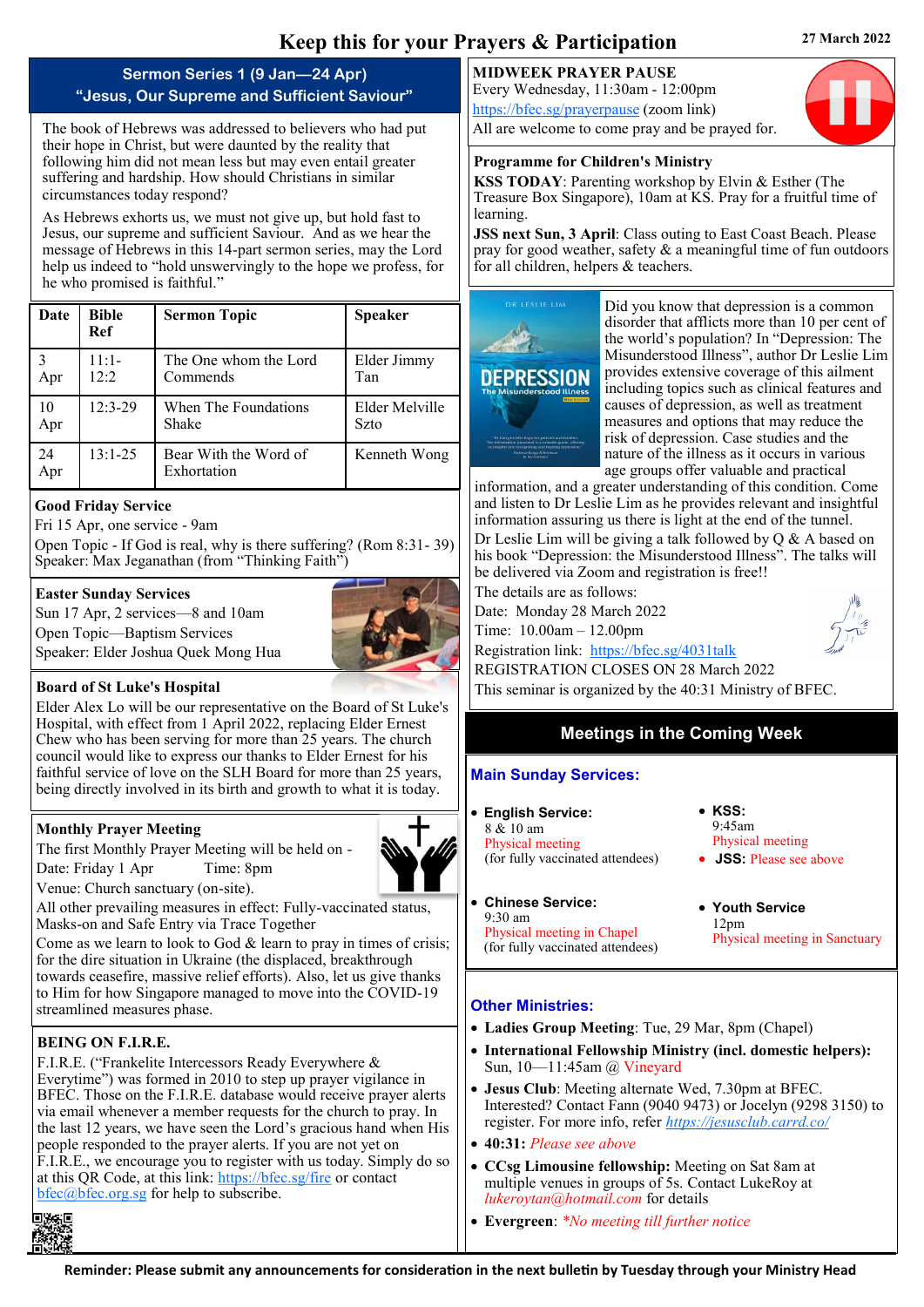# Keep this for your Prayers & Participation

27 March 2022

## Sermon Series 1 (9 Jan—24 Apr)
## "Jesus, Our Supreme and Sufficient Saviour"

The book of Hebrews was addressed to believers who had put their hope in Christ, but were daunted by the reality that following him did not mean less but may even entail greater suffering and hardship. How should Christians in similar circumstances today respond?

As Hebrews exhorts us, we must not give up, but hold fast to Jesus, our supreme and sufficient Saviour. And as we hear the message of Hebrews in this 14-part sermon series, may the Lord help us indeed to "hold unswervingly to the hope we profess, for he who promised is faithful."

| Date | Bible Ref | Sermon Topic | Speaker |
|---|---|---|---|
| 3 Apr | 11:1-12:2 | The One whom the Lord Commends | Elder Jimmy Tan |
| 10 Apr | 12:3-29 | When The Foundations Shake | Elder Melville Szto |
| 24 Apr | 13:1-25 | Bear With the Word of Exhortation | Kenneth Wong |

### Good Friday Service

Fri 15 Apr, one service - 9am

Open Topic - If God is real, why is there suffering? (Rom 8:31- 39)
Speaker: Max Jeganathan (from "Thinking Faith")

### Easter Sunday Services

Sun 17 Apr, 2 services—8 and 10am
Open Topic—Baptism Services
Speaker: Elder Joshua Quek Mong Hua

### Board of St Luke's Hospital

Elder Alex Lo will be our representative on the Board of St Luke's Hospital, with effect from 1 April 2022, replacing Elder Ernest Chew who has been serving for more than 25 years. The church council would like to express our thanks to Elder Ernest for his faithful service of love on the SLH Board for more than 25 years, being directly involved in its birth and growth to what it is today.

### Monthly Prayer Meeting

The first Monthly Prayer Meeting will be held on -
Date: Friday 1 Apr Time: 8pm
Venue: Church sanctuary (on-site).

All other prevailing measures in effect: Fully-vaccinated status, Masks-on and Safe Entry via Trace Together

Come as we learn to look to God & learn to pray in times of crisis; for the dire situation in Ukraine (for the displaced, breakthrough towards ceasefire, massive relief efforts). Also, let us give thanks to Him for how Singapore managed to move into the COVID-19 streamlined measures phase.

### BEING ON F.I.R.E.

F.I.R.E. ("Frankelite Intercessors Ready Everywhere & Everytime") was formed in 2010 to step up prayer vigilance in BFEC. Those on the F.I.R.E. database would receive prayer alerts via email whenever a member requests for the church to pray. In the last 12 years, we have seen the Lord's gracious hand when His people responded to the prayer alerts. If you are not yet on F.I.R.E., we encourage you to register with us today. Simply do so at this QR Code, at this link: https://bfec.sg/fire or contact bfec@bfec.org.sg for help to subscribe.

### MIDWEEK PRAYER PAUSE

Every Wednesday, 11:30am - 12:00pm
https://bfec.sg/prayerpause (zoom link)
All are welcome to come pray and be prayed for.

### Programme for Children's Ministry

**KSS TODAY**: Parenting workshop by Elvin & Esther (The Treasure Box Singapore), 10am at KS. Pray for a fruitful time of learning.

**JSS next Sun, 3 April**: Class outing to East Coast Beach. Please pray for good weather, safety & a meaningful time of fun outdoors for all children, helpers & teachers.

Did you know that depression is a common disorder that afflicts more than 10 per cent of the world's population? In "Depression: The Misunderstood Illness", author Dr Leslie Lim provides extensive coverage of this ailment including topics such as clinical features and causes of depression, as well as treatment measures and options that may reduce the risk of depression. Case studies and the nature of the illness as it occurs in various age groups offer valuable and practical information, and a greater understanding of this condition. Come and listen to Dr Leslie Lim as he provides relevant and insightful information assuring us there is light at the end of the tunnel.

Dr Leslie Lim will be giving a talk followed by Q & A based on his book "Depression: the Misunderstood Illness". The talks will be delivered via Zoom and registration is free!!

The details are as follows:
Date: Monday 28 March 2022
Time: 10.00am – 12.00pm
Registration link: https://bfec.sg/4031talk
REGISTRATION CLOSES ON 28 March 2022
This seminar is organized by the 40:31 Ministry of BFEC.

## Meetings in the Coming Week

### Main Sunday Services:

- **English Service:**
  8 & 10 am
  Physical meeting
  (for fully vaccinated attendees)
- **KSS:**
  9:45am
  Physical meeting
- **JSS:** Please see above
- **Chinese Service:**
  9:30 am
  Physical meeting in Chapel
  (for fully vaccinated attendees)
- **Youth Service**
  12pm
  Physical meeting in Sanctuary

### Other Ministries:

- **Ladies Group Meeting**: Tue, 29 Mar, 8pm (Chapel)
- **International Fellowship Ministry (incl. domestic helpers):** Sun, 10—11:45am @ Vineyard
- **Jesus Club**: Meeting alternate Wed, 7.30pm at BFEC. Interested? Contact Fann (9040 9473) or Jocelyn (9298 3150) to register. For more info, refer *https://jesusclub.carrd.co/*
- **40:31:** *Please see above*
- **CCsg Limousine fellowship:** Meeting on Sat 8am at multiple venues in groups of 5s. Contact LukeRoy at *lukeroytan@hotmail.com* for details
- **Evergreen**: *\*No meeting till further notice*

**Reminder: Please submit any announcements for consideration in the next bulletin by Tuesday through your Ministry Head**